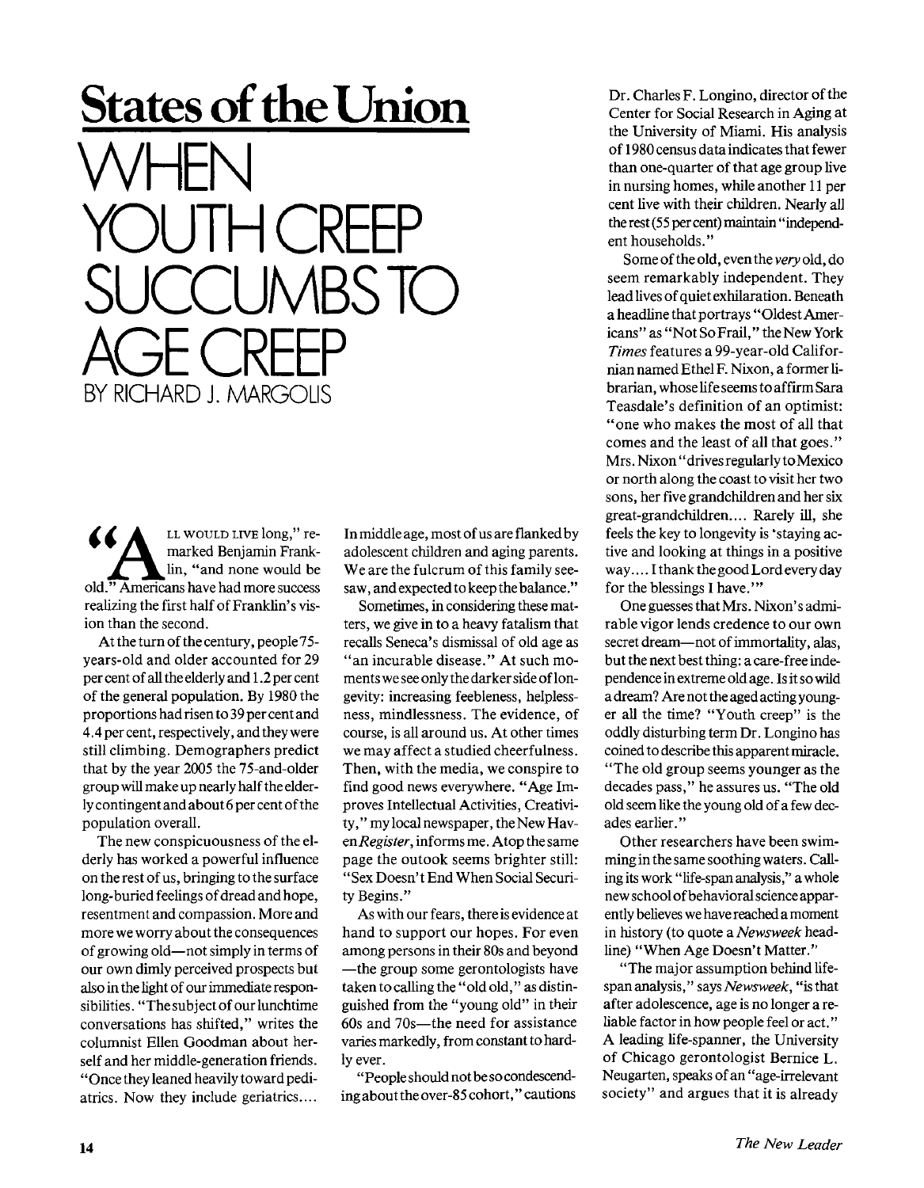# States of the Union

# WHEN YOUTH CREEP SUCCUMBS TO AGE CREEP

BY RICHARD J. MARGOLIS

"ALL WOULD LIVE long," remarked Benjamin Franklin, "and none would be old." Americans have had more success realizing the first half of Franklin's vision than the second.

At the turn of the century, people 75-years-old and older accounted for 29 per cent of all the elderly and 1.2 per cent of the general population. By 1980 the proportions had risen to 39 per cent and 4.4 per cent, respectively, and they were still climbing. Demographers predict that by the year 2005 the 75-and-older group will make up nearly half the elderly contingent and about 6 per cent of the population overall.

The new conspicuousness of the elderly has worked a powerful influence on the rest of us, bringing to the surface long-buried feelings of dread and hope, resentment and compassion. More and more we worry about the consequences of growing old—not simply in terms of our own dimly perceived prospects but also in the light of our immediate responsibilities. "The subject of our lunchtime conversations has shifted," writes the columnist Ellen Goodman about herself and her middle-generation friends. "Once they leaned heavily toward pediatrics. Now they include geriatrics.... In middle age, most of us are flanked by adolescent children and aging parents. We are the fulcrum of this family seesaw, and expected to keep the balance."

Sometimes, in considering these matters, we give in to a heavy fatalism that recalls Seneca's dismissal of old age as "an incurable disease." At such moments we see only the darker side of longevity: increasing feebleness, helplessness, mindlessness. The evidence, of course, is all around us. At other times we may affect a studied cheerfulness. Then, with the media, we conspire to find good news everywhere. "Age Improves Intellectual Activities, Creativity," my local newspaper, the New Haven *Register*, informs me. Atop the same page the outook seems brighter still: "Sex Doesn't End When Social Security Begins."

As with our fears, there is evidence at hand to support our hopes. For even among persons in their 80s and beyond —the group some gerontologists have taken to calling the "old old," as distinguished from the "young old" in their 60s and 70s—the need for assistance varies markedly, from constant to hardly ever.

"People should not be so condescending about the over-85 cohort," cautions Dr. Charles F. Longino, director of the Center for Social Research in Aging at the University of Miami. His analysis of 1980 census data indicates that fewer than one-quarter of that age group live in nursing homes, while another 11 per cent live with their children. Nearly all the rest (55 per cent) maintain "independent households."

Some of the old, even the *very* old, do seem remarkably independent. They lead lives of quiet exhilaration. Beneath a headline that portrays "Oldest Americans" as "Not So Frail," the New York *Times* features a 99-year-old Californian named Ethel F. Nixon, a former librarian, whose life seems to affirm Sara Teasdale's definition of an optimist: "one who makes the most of all that comes and the least of all that goes." Mrs. Nixon "drives regularly to Mexico or north along the coast to visit her two sons, her five grandchildren and her six great-grandchildren.... Rarely ill, she feels the key to longevity is 'staying active and looking at things in a positive way.... I thank the good Lord every day for the blessings I have.'"

One guesses that Mrs. Nixon's admirable vigor lends credence to our own secret dream—not of immortality, alas, but the next best thing: a care-free independence in extreme old age. Is it so wild a dream? Are not the aged acting younger all the time? "Youth creep" is the oddly disturbing term Dr. Longino has coined to describe this apparent miracle. "The old group seems younger as the decades pass," he assures us. "The old old seem like the young old of a few decades earlier."

Other researchers have been swimming in the same soothing waters. Calling its work "life-span analysis," a whole new school of behavioral science apparently believes we have reached a moment in history (to quote a *Newsweek* headline) "When Age Doesn't Matter."

"The major assumption behind life-span analysis," says *Newsweek*, "is that after adolescence, age is no longer a reliable factor in how people feel or act." A leading life-spanner, the University of Chicago gerontologist Bernice L. Neugarten, speaks of an "age-irrelevant society" and argues that it is already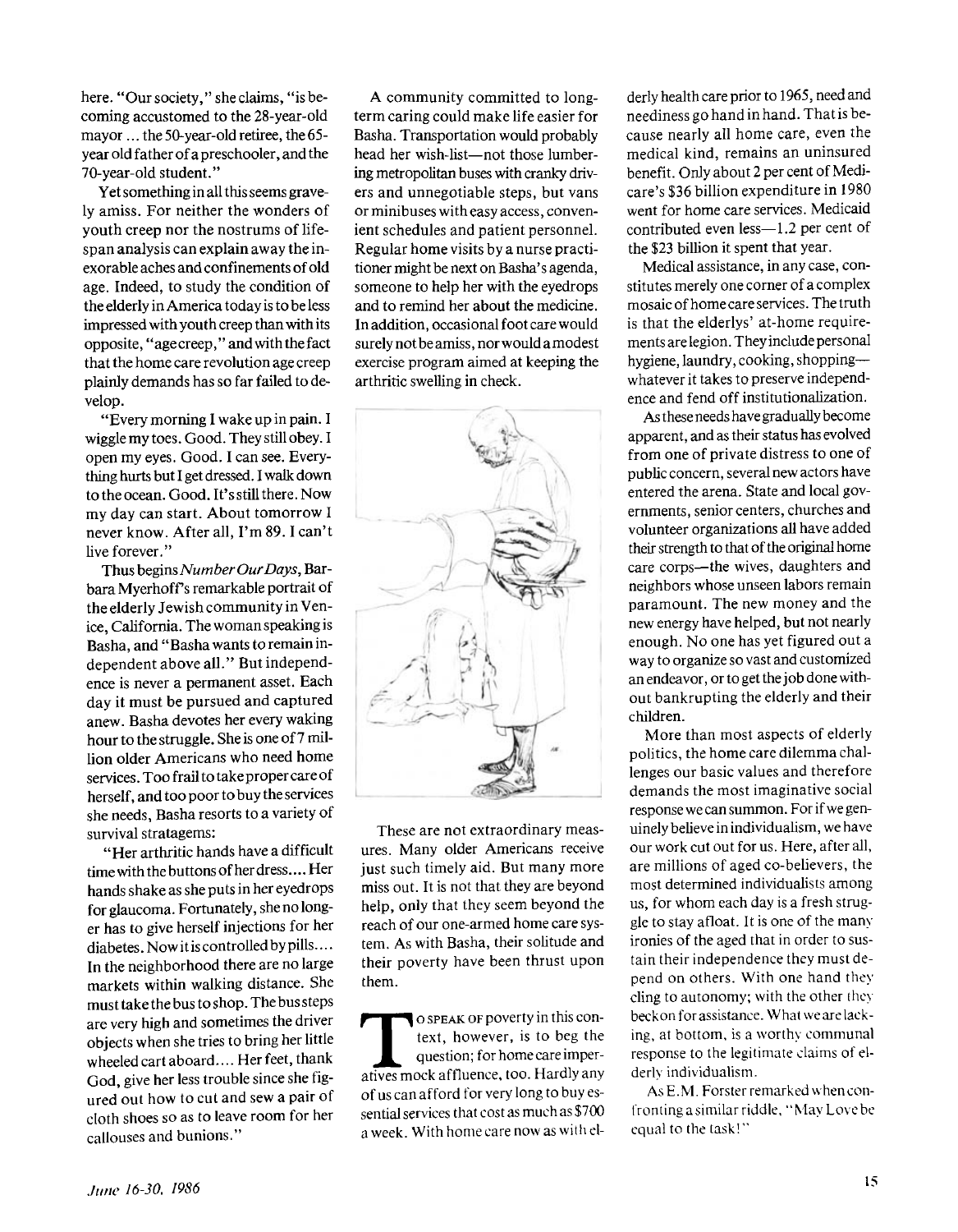here. "Our society," she claims, "is becoming accustomed to the 28-year-old mayor ... the 50-year-old retiree, the 65-year old father of a preschooler, and the 70-year-old student."

Yet something in all this seems gravely amiss. For neither the wonders of youth creep nor the nostrums of life-span analysis can explain away the inexorable aches and confinements of old age. Indeed, to study the condition of the elderly in America today is to be less impressed with youth creep than with its opposite, "age creep," and with the fact that the home care revolution age creep plainly demands has so far failed to develop.

"Every morning I wake up in pain. I wiggle my toes. Good. They still obey. I open my eyes. Good. I can see. Everything hurts but I get dressed. I walk down to the ocean. Good. It's still there. Now my day can start. About tomorrow I never know. After all, I'm 89. I can't live forever."

Thus begins *Number Our Days*, Barbara Myerhoff's remarkable portrait of the elderly Jewish community in Venice, California. The woman speaking is Basha, and "Basha wants to remain independent above all." But independence is never a permanent asset. Each day it must be pursued and captured anew. Basha devotes her every waking hour to the struggle. She is one of 7 million older Americans who need home services. Too frail to take proper care of herself, and too poor to buy the services she needs, Basha resorts to a variety of survival stratagems:

"Her arthritic hands have a difficult time with the buttons of her dress.... Her hands shake as she puts in her eyedrops for glaucoma. Fortunately, she no longer has to give herself injections for her diabetes. Now it is controlled by pills.... In the neighborhood there are no large markets within walking distance. She must take the bus to shop. The bus steps are very high and sometimes the driver objects when she tries to bring her little wheeled cart aboard.... Her feet, thank God, give her less trouble since she figured out how to cut and sew a pair of cloth shoes so as to leave room for her callouses and bunions."

A community committed to long-term caring could make life easier for Basha. Transportation would probably head her wish-list—not those lumbering metropolitan buses with cranky drivers and unnegotiable steps, but vans or minibuses with easy access, convenient schedules and patient personnel. Regular home visits by a nurse practitioner might be next on Basha's agenda, someone to help her with the eyedrops and to remind her about the medicine. In addition, occasional foot care would surely not be amiss, nor would a modest exercise program aimed at keeping the arthritic swelling in check.

These are not extraordinary measures. Many older Americans receive just such timely aid. But many more miss out. It is not that they are beyond help, only that they seem beyond the reach of our one-armed home care system. As with Basha, their solitude and their poverty have been thrust upon them.

To speak of poverty in this context, however, is to beg the question; for home care imperatives mock affluence, too. Hardly any of us can afford for very long to buy essential services that cost as much as $700 a week. With home care now as with elderly health care prior to 1965, need and neediness go hand in hand. That is because nearly all home care, even the medical kind, remains an uninsured benefit. Only about 2 per cent of Medicare's $36 billion expenditure in 1980 went for home care services. Medicaid contributed even less—1.2 per cent of the $23 billion it spent that year.

Medical assistance, in any case, constitutes merely one corner of a complex mosaic of home care services. The truth is that the elderlys' at-home requirements are legion. They include personal hygiene, laundry, cooking, shopping—whatever it takes to preserve independence and fend off institutionalization.

As these needs have gradually become apparent, and as their status has evolved from one of private distress to one of public concern, several new actors have entered the arena. State and local governments, senior centers, churches and volunteer organizations all have added their strength to that of the original home care corps—the wives, daughters and neighbors whose unseen labors remain paramount. The new money and the new energy have helped, but not nearly enough. No one has yet figured out a way to organize so vast and customized an endeavor, or to get the job done without bankrupting the elderly and their children.

More than most aspects of elderly politics, the home care dilemma challenges our basic values and therefore demands the most imaginative social response we can summon. For if we genuinely believe in individualism, we have our work cut out for us. Here, after all, are millions of aged co-believers, the most determined individualists among us, for whom each day is a fresh struggle to stay afloat. It is one of the many ironies of the aged that in order to sustain their independence they must depend on others. With one hand they cling to autonomy; with the other they beckon for assistance. What we are lacking, at bottom, is a worthy communal response to the legitimate claims of elderly individualism.

As E.M. Forster remarked when confronting a similar riddle, "May Love be equal to the task!"